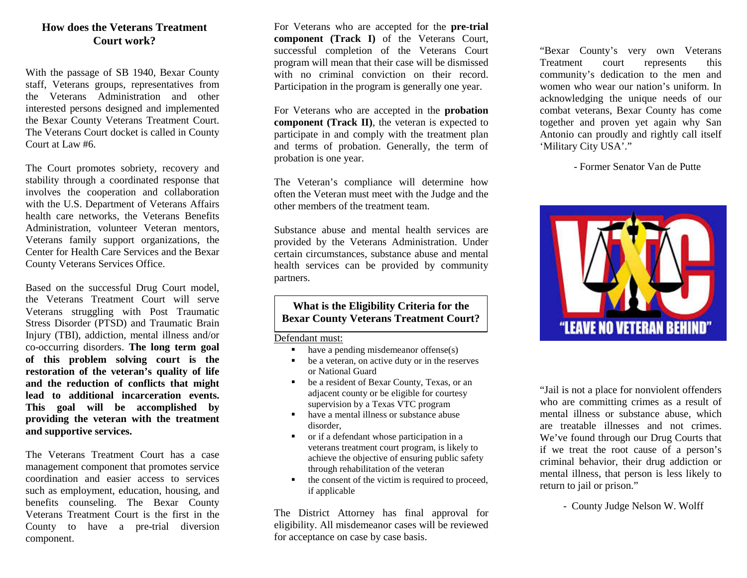## How does the Veterans Treatment Court work?

With the passage of SB 1940, Bexar County staff, Veterans groups, representatives from the Veterans Administration and other interested persons designed and implemented the Bexar County Veterans Treatment Court. The Veterans Court docket is called in County Court at Law #6.

The Court promotes sobriety, recovery and stability through a coordinated response that involves the cooperation and collaboration with the U.S. Department of Veterans Affairs health care networks, the Veterans Benefits Administration, volunteer Veteran mentors, Veterans family support organizations, the Center for Health Care Services and the Bexar County Veterans Services Office.

Based on the successful Drug Court model, the Veterans Treatment Court will serve Veterans struggling with Post Traumatic Stress Disorder (PTSD) and Traumatic Brain Injury (TBI), addiction, mental illness and/or co-occurring disorders. **The long term goal of this problem solving court is the restoration of the veteran's quality of life and the reduction of conflicts that might lead to additional incarceration events. This goal will be accomplished by providing the veteran with the treatment and supportive services.**

The Veterans Treatment Court has a case management component that promotes service coordination and easier access to services such as employment, education, housing, and benefits counseling. The Bexar County Veterans Treatment Court is the first in the County to have a pre-trial diversion component.

For Veterans who are accepted for the **pre-trial component (Track I)** of the Veterans Court, successful completion of the Veterans Court program will mean that their case will be dismissed with no criminal conviction on their record. Participation in the program is generally one year.

For Veterans who are accepted in the **probation component (Track II)**, the veteran is expected to participate in and comply with the treatment plan and terms of probation. Generally, the term of probation is one year.

The Veteran's compliance will determine how often the Veteran must meet with the Judge and the other members of the treatment team.

Substance abuse and mental health services are provided by the Veterans Administration. Under certain circumstances, substance abuse and mental health services can be provided by community partners.

### What is the Eligibility Criteria for the Bexar County Veterans Treatment Court?

Defendant must:

- have a pending misdemeanor offense(s)
- be a veteran, on active duty or in the reserves or National Guard
- be a resident of Bexar County, Texas, or an adjacent county or be eligible for courtesy supervision by a Texas VTC program
- have a mental illness or substance abuse disorder,
- or if a defendant whose participation in a veterans treatment court program, is likely to achieve the objective of ensuring public safety through rehabilitation of the veteran
- the consent of the victim is required to proceed, if applicable

The District Attorney has final approval for eligibility. All misdemeanor cases will be reviewed for acceptance on case by case basis.

"Bexar County's very own Veterans Treatment court represents this community's dedication to the men and women who wear our nation's uniform. In acknowledging the unique needs of our combat veterans, Bexar County has come together and proven yet again why San Antonio can proudly and rightly call itself 'Military City USA'."

- Former Senator Van de Putte

VTC
"LEAVE NO VETERAN BEHIND"

"Jail is not a place for nonviolent offenders who are committing crimes as a result of mental illness or substance abuse, which are treatable illnesses and not crimes. We've found through our Drug Courts that if we treat the root cause of a person's criminal behavior, their drug addiction or mental illness, that person is less likely to return to jail or prison."

- County Judge Nelson W. Wolff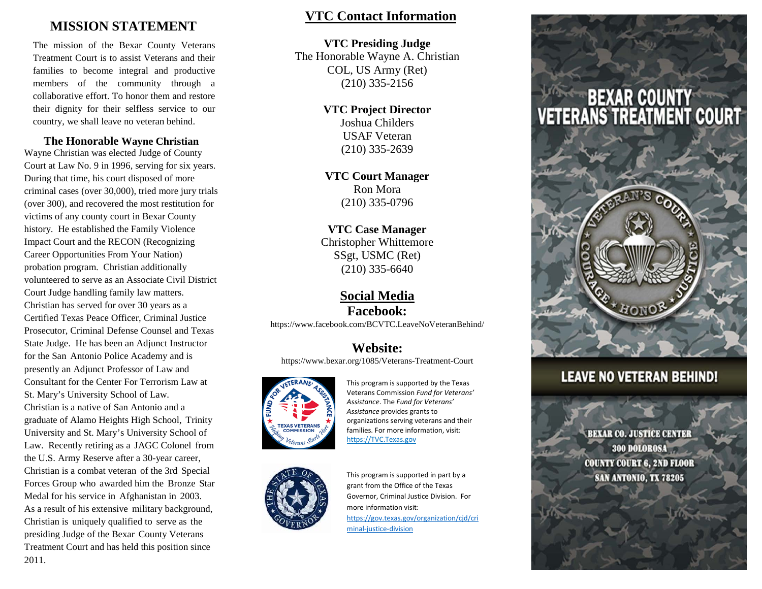## MISSION STATEMENT

The mission of the Bexar County Veterans Treatment Court is to assist Veterans and their families to become integral and productive members of the community through a collaborative effort. To honor them and restore their dignity for their selfless service to our country, we shall leave no veteran behind.

### The Honorable Wayne Christian

Wayne Christian was elected Judge of County Court at Law No. 9 in 1996, serving for six years. During that time, his court disposed of more criminal cases (over 30,000), tried more jury trials (over 300), and recovered the most restitution for victims of any county court in Bexar County history. He established the Family Violence Impact Court and the RECON (Recognizing Career Opportunities From Your Nation) probation program. Christian additionally volunteered to serve as an Associate Civil District Court Judge handling family law matters. Christian has served for over 30 years as a Certified Texas Peace Officer, Criminal Justice Prosecutor, Criminal Defense Counsel and Texas State Judge. He has been an Adjunct Instructor for the San Antonio Police Academy and is presently an Adjunct Professor of Law and Consultant for the Center For Terrorism Law at St. Mary's University School of Law. Christian is a native of San Antonio and a graduate of Alamo Heights High School, Trinity University and St. Mary's University School of Law. Recently retiring as a JAGC Colonel from the U.S. Army Reserve after a 30-year career, Christian is a combat veteran of the 3rd Special Forces Group who awarded him the Bronze Star Medal for his service in Afghanistan in 2003. As a result of his extensive military background, Christian is uniquely qualified to serve as the presiding Judge of the Bexar County Veterans Treatment Court and has held this position since 2011.

## VTC Contact Information

**VTC Presiding Judge**
The Honorable Wayne A. Christian
COL, US Army (Ret)
(210) 335-2156

**VTC Project Director**
Joshua Childers
USAF Veteran
(210) 335-2639

**VTC Court Manager**
Ron Mora
(210) 335-0796

**VTC Case Manager**
Christopher Whittemore
SSgt, USMC (Ret)
(210) 335-6640

## Social Media

**Facebook:**
https://www.facebook.com/BCVTC.LeaveNoVeteranBehind/

**Website:**
https://www.bexar.org/1085/Veterans-Treatment-Court

This program is supported by the Texas Veterans Commission *Fund for Veterans' Assistance*. The *Fund for Veterans' Assistance* provides grants to organizations serving veterans and their families. For more information, visit: https://TVC.Texas.gov

This program is supported in part by a grant from the Office of the Texas Governor, Criminal Justice Division. For more information visit: https://gov.texas.gov/organization/cjd/criminal-justice-division

# BEXAR COUNTY VETERANS TREATMENT COURT

**LEAVE NO VETERAN BEHIND!**

BEXAR CO. JUSTICE CENTER
300 DOLOROSA
COUNTY COURT 6, 2ND FLOOR
SAN ANTONIO, TX 78205